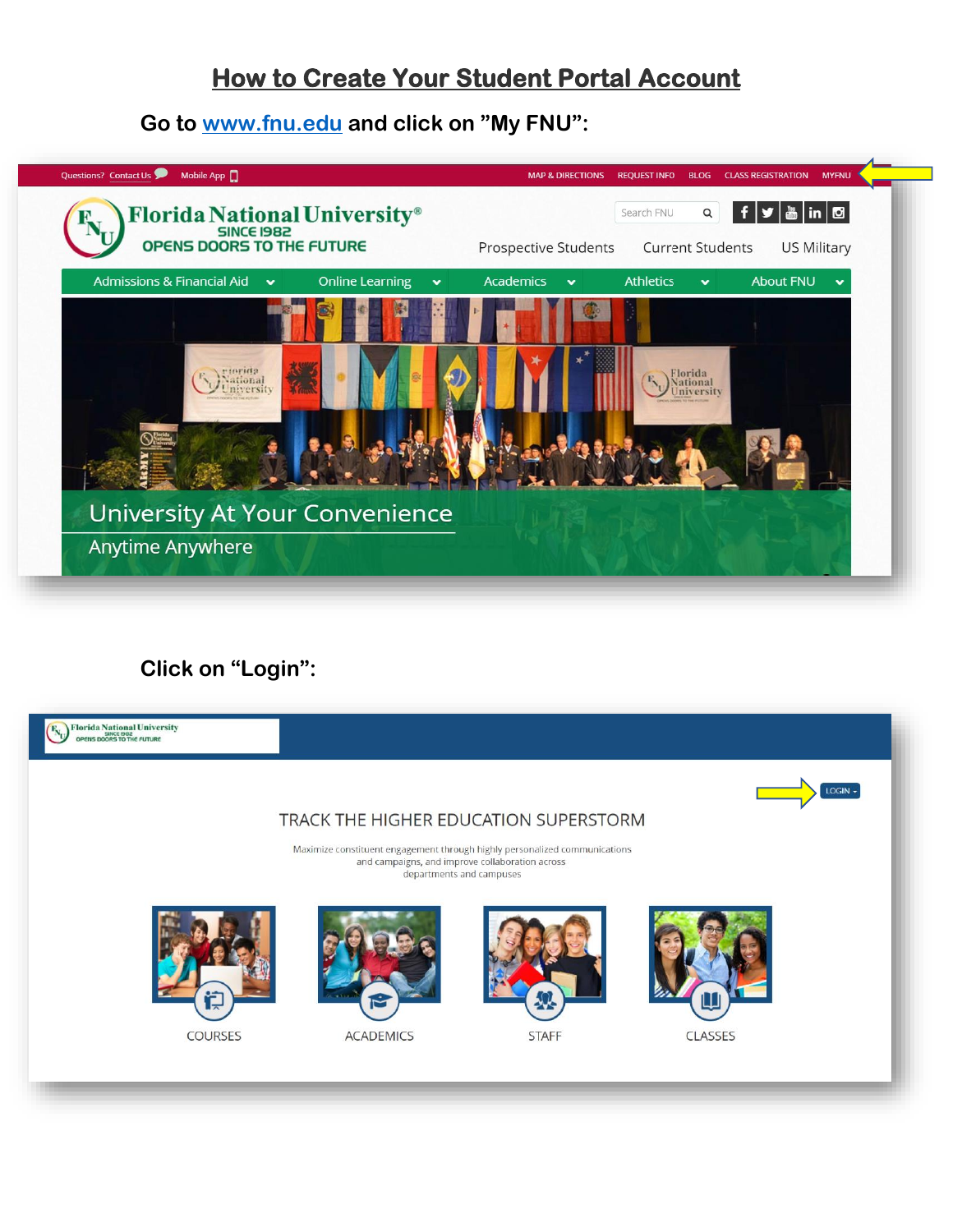# How to Create Your Student Portal Account

**Go to [www.fnu.edu](http://www.fnu.edu) and click on "My FNU":**

**Click on "Login":**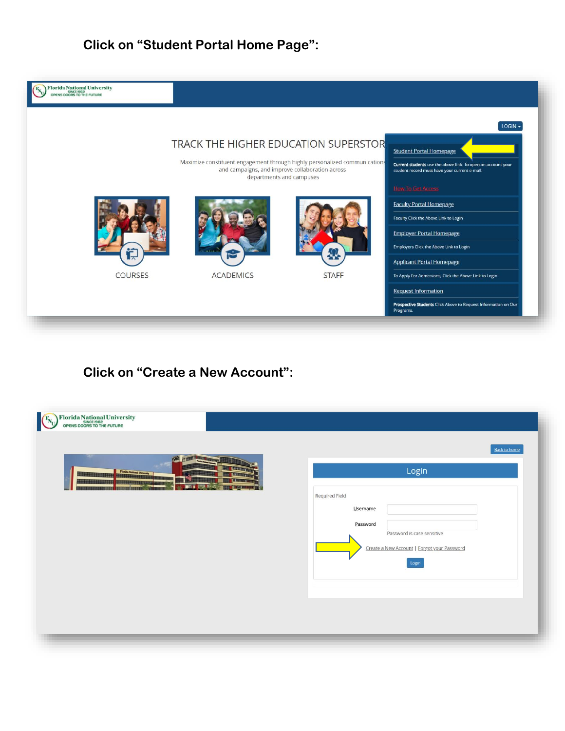**Click on "Student Portal Home Page":**

Florida National University
SINCE 1982
OPENS DOORS TO THE FUTURE

LOGIN

TRACK THE HIGHER EDUCATION SUPERSTOR

Maximize constituent engagement through highly personalized communications and campaigns, and improve collaboration across departments and campuses

COURSES

ACADEMICS

STAFF

Student Portal Homepage

Current students use the above link. To open an account your student record must have your current e-mail.

How To Get Access

Faculty Portal Homepage

Faculty Click the Above Link to Login

Employer Portal Homepage

Employers Click the Above Link to Login

Applicant Portal Homepage

To Apply For Admissions, Click the Above Link to Login

Request Information

Prospective Students Click Above to Request Information on Our Programs.

**Click on "Create a New Account":**

Florida National University
SINCE 1982
OPENS DOORS TO THE FUTURE

Back to home

Login

Required Field

Username

Password

Password is case sensitive

Create a New Account | Forgot your Password

Login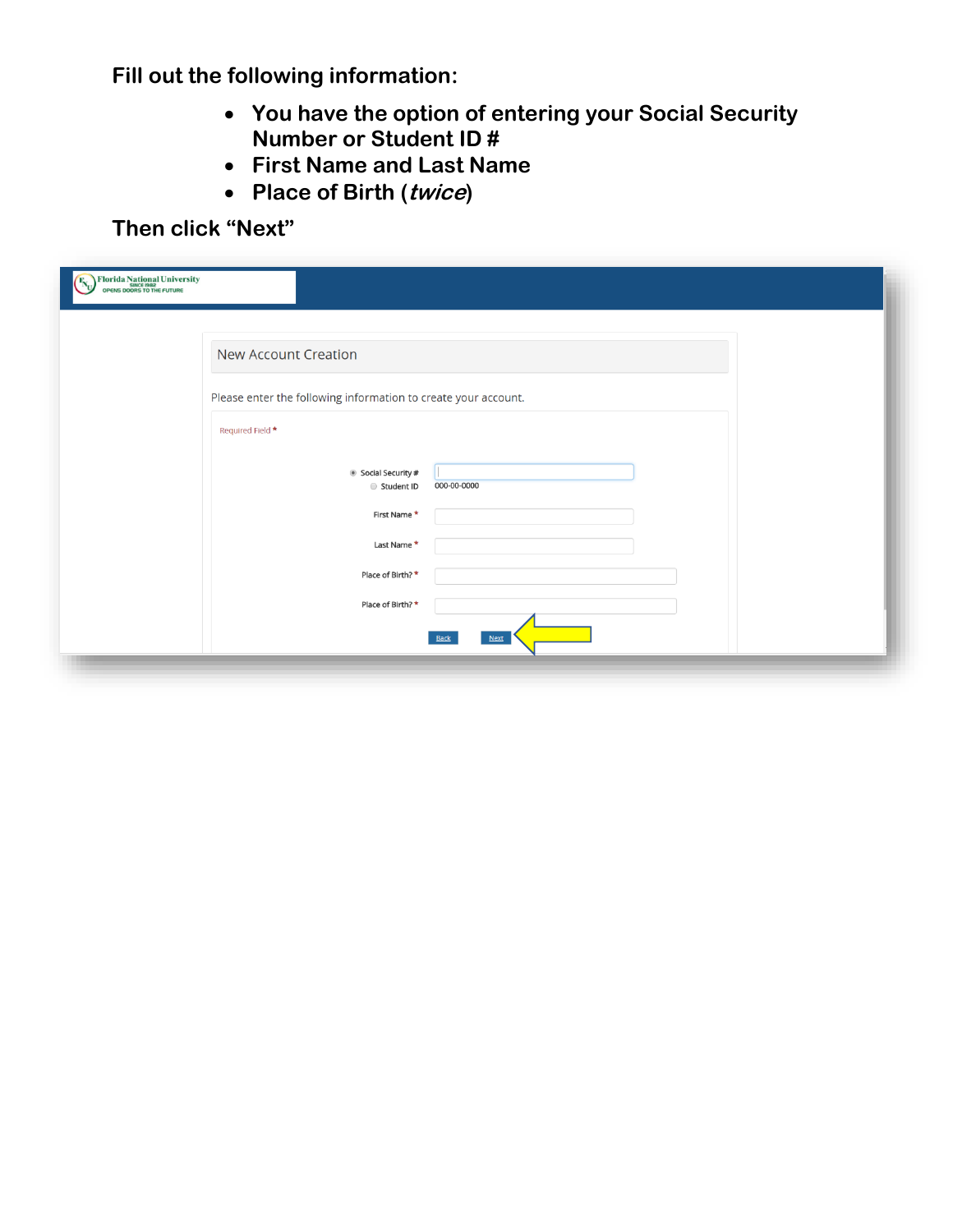**Fill out the following information:**

- **You have the option of entering your Social Security Number or Student ID #**
- **First Name and Last Name**
- **Place of Birth (*twice*)**

**Then click "Next"**

Florida National University
SINCE 1982
OPENS DOORS TO THE FUTURE

New Account Creation

Please enter the following information to create your account.

Required Field *

Social Security #
Student ID
000-00-0000

First Name *

Last Name *

Place of Birth? *

Place of Birth? *

Back Next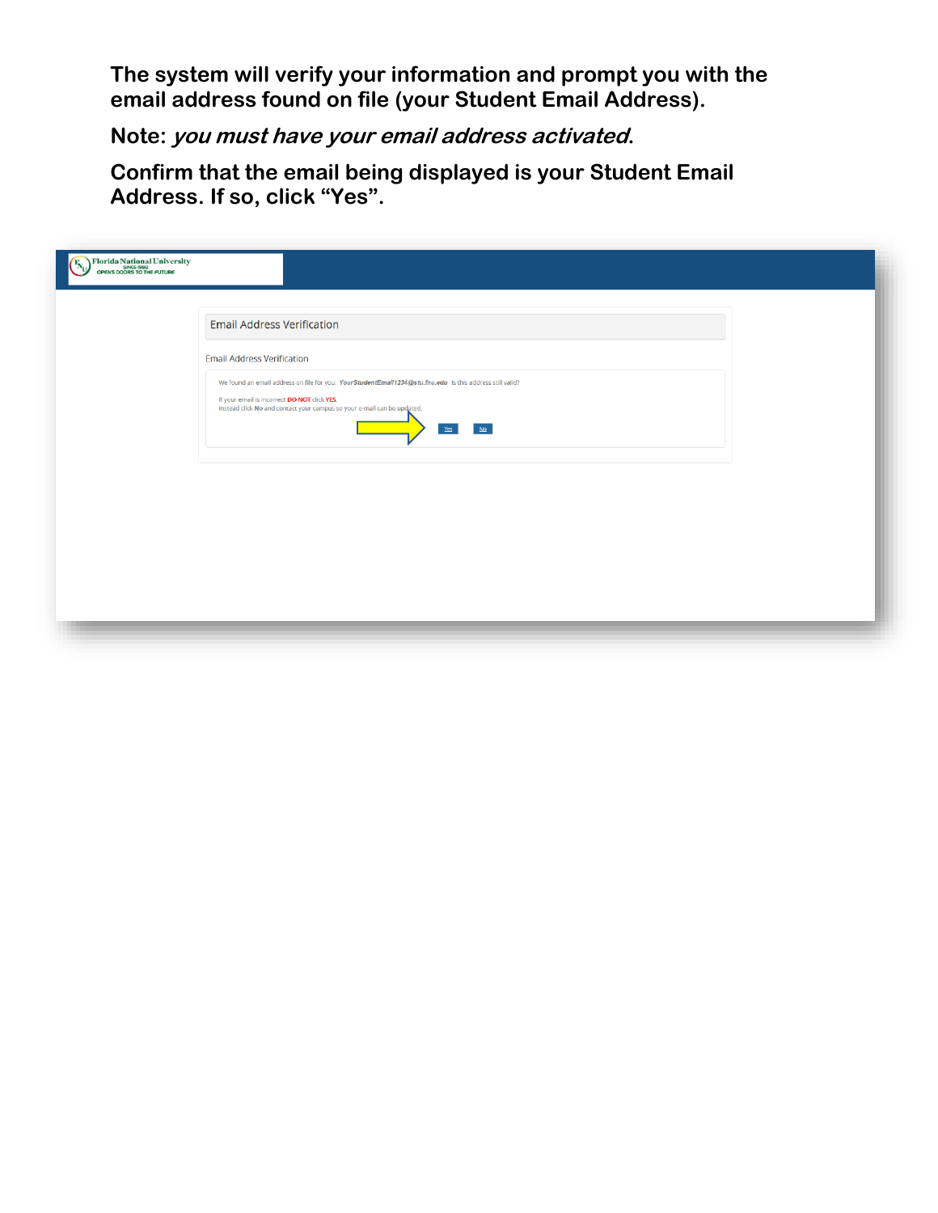**The system will verify your information and prompt you with the email address found on file (your Student Email Address).**

**Note: *you must have your email address activated*.**

**Confirm that the email being displayed is your Student Email Address. If so, click “Yes”.**

Florida National University
SINCE 1982
OPENS DOORS TO THE FUTURE

Email Address Verification

Email Address Verification

We found an email address on file for you: *YourStudentEmail1234@stu.fnu.edu* Is this address still valid?

If your email is incorrect **DO NOT** click **YES**.
Instead click **No** and contact your campus so your e-mail can be updated.

Yes No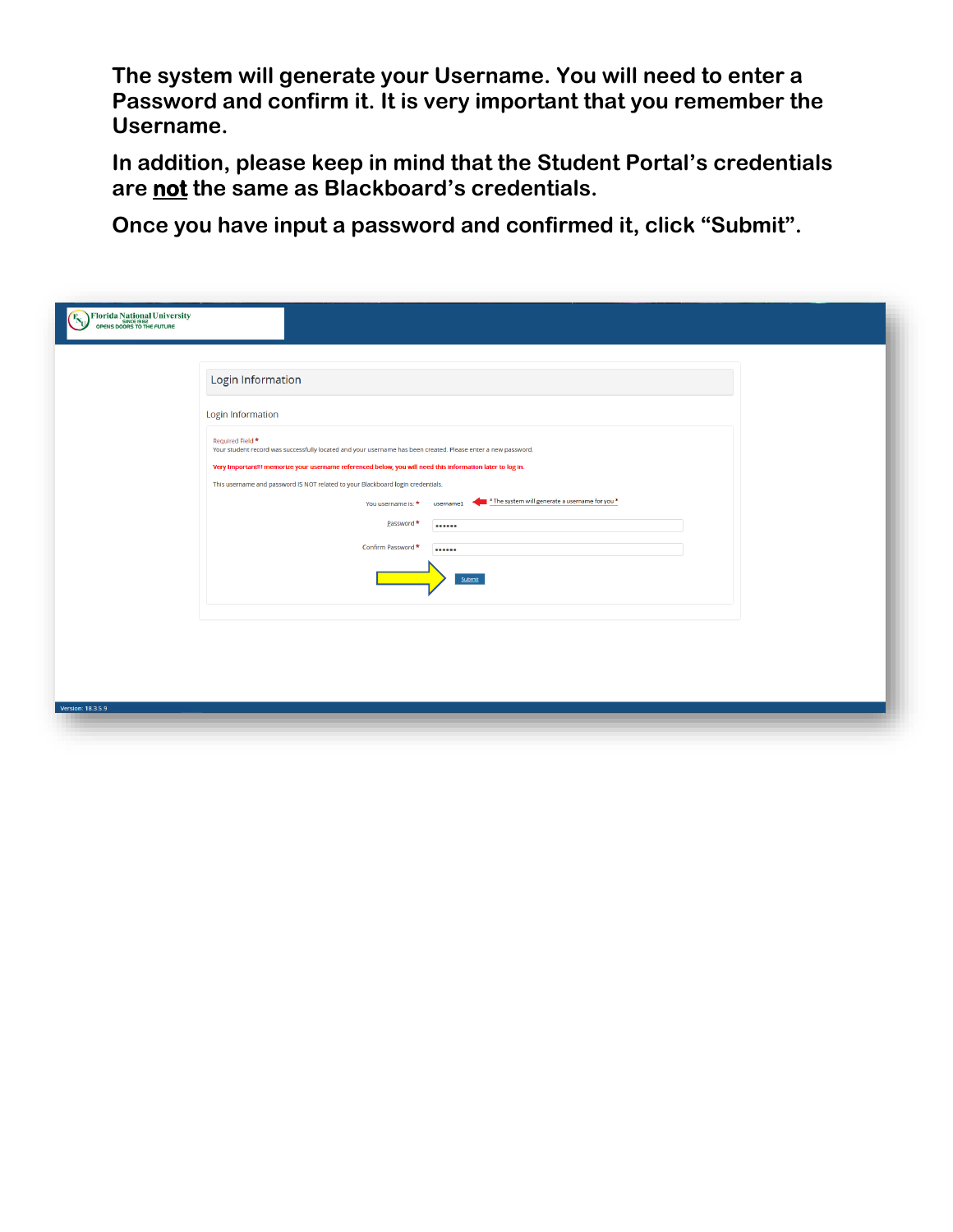**The system will generate your Username. You will need to enter a Password and confirm it. It is very important that you remember the Username.**

**In addition, please keep in mind that the Student Portal's credentials are <u>not</u> the same as Blackboard's credentials.**

**Once you have input a password and confirmed it, click "Submit".**

Florida National University
SINCE 1982
OPENS DOORS TO THE FUTURE

Login Information

Login Information

Required Field *
Your student record was successfully located and your username has been created. Please enter a new password.

Very Important!!! memorize your username referenced below, you will need this information later to log in.

This username and password IS NOT related to your Blackboard login credentials.

You username is: * username1 * The system will generate a username for you *

Password * ••••••

Confirm Password * ••••••

Submit

Version: 18.3.5.9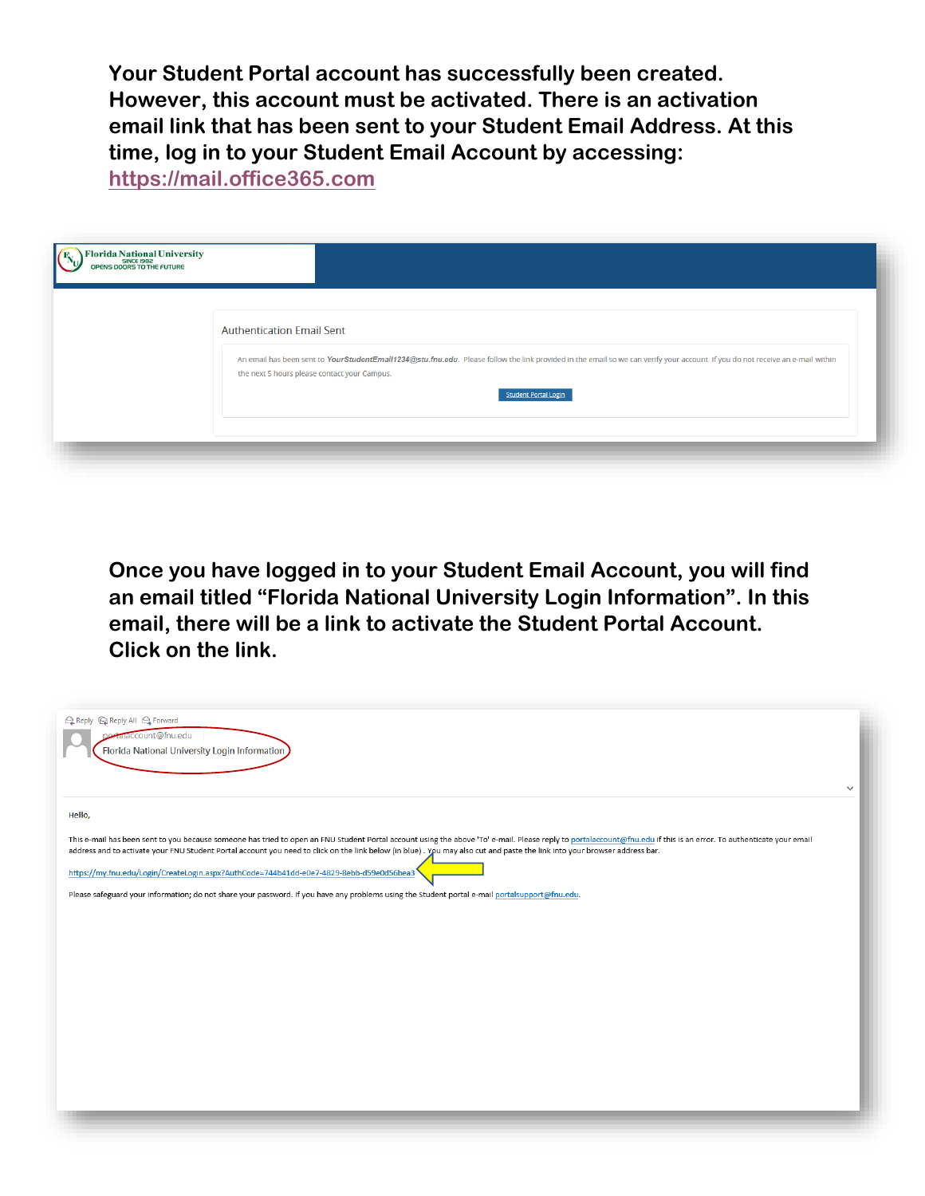**Your Student Portal account has successfully been created. However, this account must be activated. There is an activation email link that has been sent to your Student Email Address. At this time, log in to your Student Email Account by accessing: https://mail.office365.com**

Florida National University
SINCE 1982
OPENS DOORS TO THE FUTURE

Authentication Email Sent

An email has been sent to ***YourStudentEmail1234@stu.fnu.edu***. Please follow the link provided in the email so we can verify your account. If you do not receive an e-mail within the next 5 hours please contact your Campus.

Student Portal Login

**Once you have logged in to your Student Email Account, you will find an email titled "Florida National University Login Information". In this email, there will be a link to activate the Student Portal Account. Click on the link.**

Reply Reply All Forward

portalaccount@fnu.edu

Florida National University Login Information

Hello,

This e-mail has been sent to you because someone has tried to open an FNU Student Portal account using the above 'To' e-mail. Please reply to portalaccount@fnu.edu if this is an error. To authenticate your email address and to activate your FNU Student Portal account you need to click on the link below (in blue) . You may also cut and paste the link into your browser address bar.

https://my.fnu.edu/Login/CreateLogin.aspx?AuthCode=744b41dd-e0e7-4829-8ebb-d59e0d56bea3

Please safeguard your information; do not share your password. If you have any problems using the Student portal e-mail portalsupport@fnu.edu.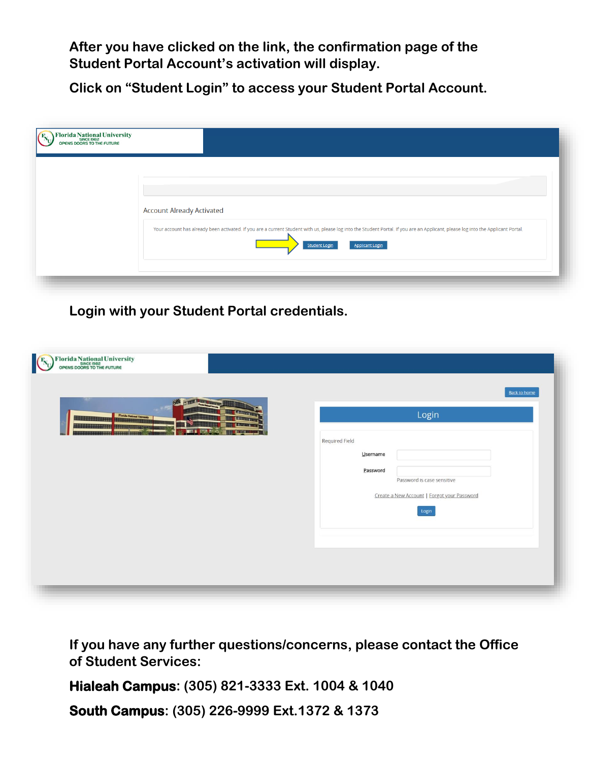**After you have clicked on the link, the confirmation page of the Student Portal Account's activation will display.**

**Click on "Student Login" to access your Student Portal Account.**

Florida National University
SINCE 1982
OPENS DOORS TO THE FUTURE

Account Already Activated

Your account has already been activated. If you are a current Student with us, please log into the Student Portal. If you are an Applicant, please log into the Applicant Portal.

Student Login | Applicant Login

**Login with your Student Portal credentials.**

Florida National University
SINCE 1982
OPENS DOORS TO THE FUTURE

Back to home

Login

Required Field

Username

Password

Password is case sensitive

Create a New Account | Forgot your Password

Login

**If you have any further questions/concerns, please contact the Office of Student Services:**

**Hialeah Campus: (305) 821-3333 Ext. 1004 & 1040**

**South Campus: (305) 226-9999 Ext.1372 & 1373**